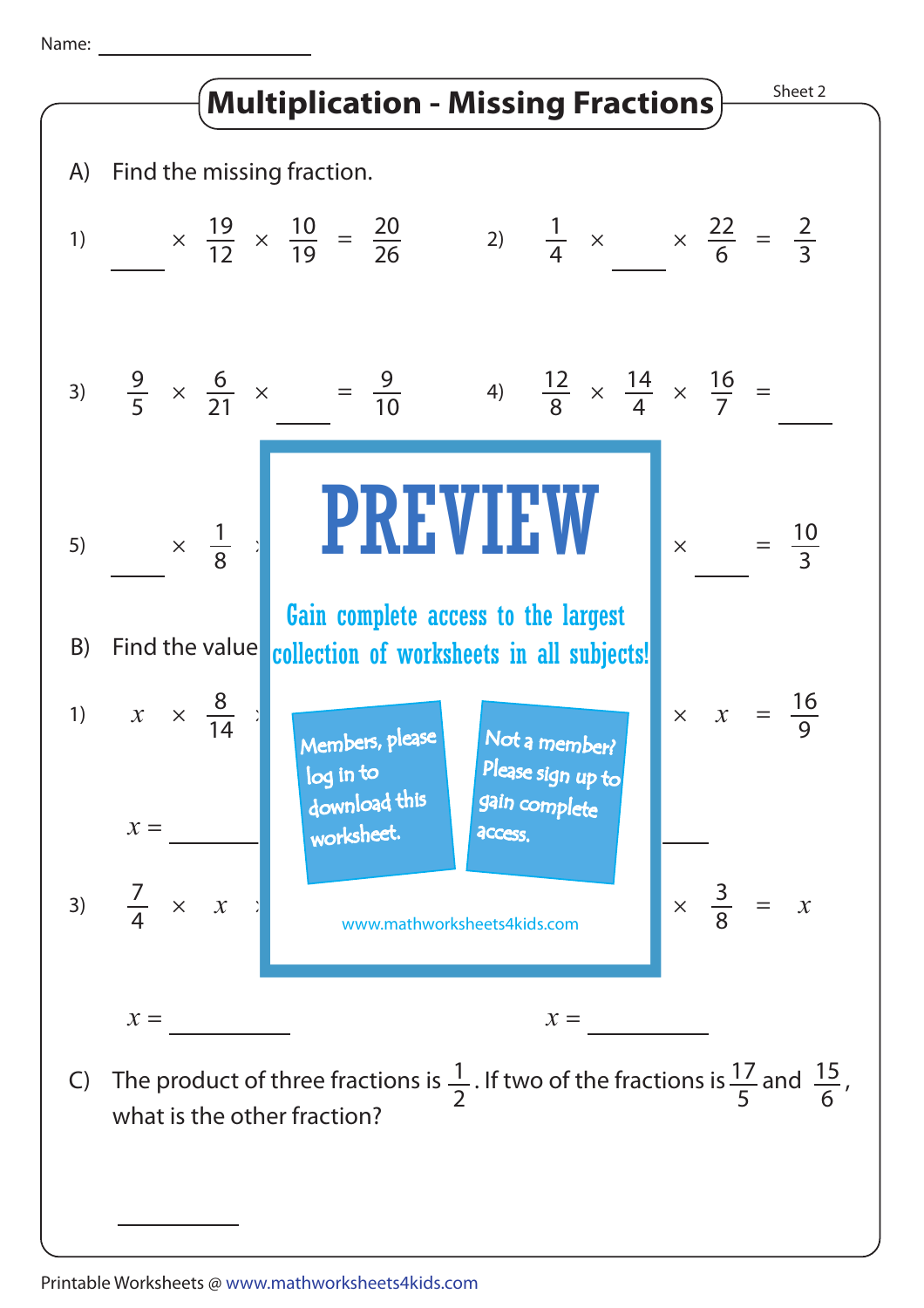Name: ______________

# Multiplication - Missing Fractions

Sheet 2

A) Find the missing fraction.

1) $\_\_\_\_ \times \frac{19}{12} \times \frac{10}{19} = \frac{20}{26}$

2) $\frac{1}{4} \times \_\_\_\_ \times \frac{22}{6} = \frac{2}{3}$

3) $\frac{9}{5} \times \frac{6}{21} \times \_\_\_\_ = \frac{9}{10}$

4) $\frac{12}{8} \times \frac{14}{4} \times \frac{16}{7} = \_\_\_\_$

5) $\_\_\_\_ \times \frac{1}{8}$ ...

... $\times \_\_\_\_ = \frac{10}{3}$

PREVIEW

Gain complete access to the largest collection of worksheets in all subjects!

Members, please log in to download this worksheet.

Not a member? Please sign up to gain complete access.

www.mathworksheets4kids.com

B) Find the value ...

1) $x \times \frac{8}{14}$ ...

... $\times x = \frac{16}{9}$

$x =$ ______

3) $\frac{7}{4} \times x$ ...

... $\times \frac{3}{8} = x$

$x =$ ______ $x =$ ______

C) The product of three fractions is $\frac{1}{2}$. If two of the fractions is $\frac{17}{5}$ and $\frac{15}{6}$, what is the other fraction?

______

Printable Worksheets @ www.mathworksheets4kids.com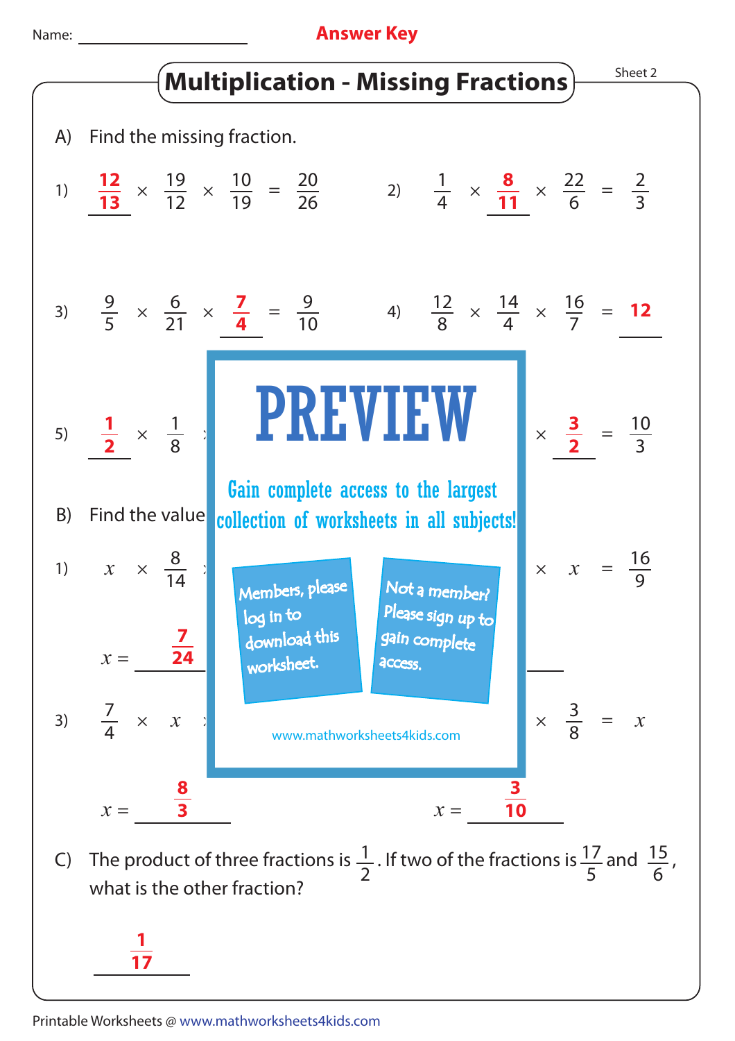Name: ____________ **Answer Key**

# Multiplication - Missing Fractions

Sheet 2

A) Find the missing fraction.

1) $\mathbf{\frac{12}{13}} \times \frac{19}{12} \times \frac{10}{19} = \frac{20}{26}$

2) $\frac{1}{4} \times \mathbf{\frac{8}{11}} \times \frac{22}{6} = \frac{2}{3}$

3) $\frac{9}{5} \times \frac{6}{21} \times \mathbf{\frac{7}{4}} = \frac{9}{10}$

4) $\frac{12}{8} \times \frac{14}{4} \times \frac{16}{7} = \mathbf{12}$

5) $\mathbf{\frac{1}{2}} \times \frac{1}{8}$ ×

× $\mathbf{\frac{3}{2}} = \frac{10}{3}$

PREVIEW

Gain complete access to the largest collection of worksheets in all subjects!

Members, please log in to download this worksheet.

Not a member? Please sign up to gain complete access.

www.mathworksheets4kids.com

B) Find the value

1) $x \times \frac{8}{14}$ ×

$x = \mathbf{\frac{7}{24}}$

× $x = \frac{16}{9}$

3) $\frac{7}{4} \times x$ ×

× $\frac{3}{8} = x$

$x = \mathbf{\frac{8}{3}}$

$x = \mathbf{\frac{3}{10}}$

C) The product of three fractions is $\frac{1}{2}$. If two of the fractions is $\frac{17}{5}$ and $\frac{15}{6}$, what is the other fraction?

$\mathbf{\frac{1}{17}}$

Printable Worksheets @ www.mathworksheets4kids.com